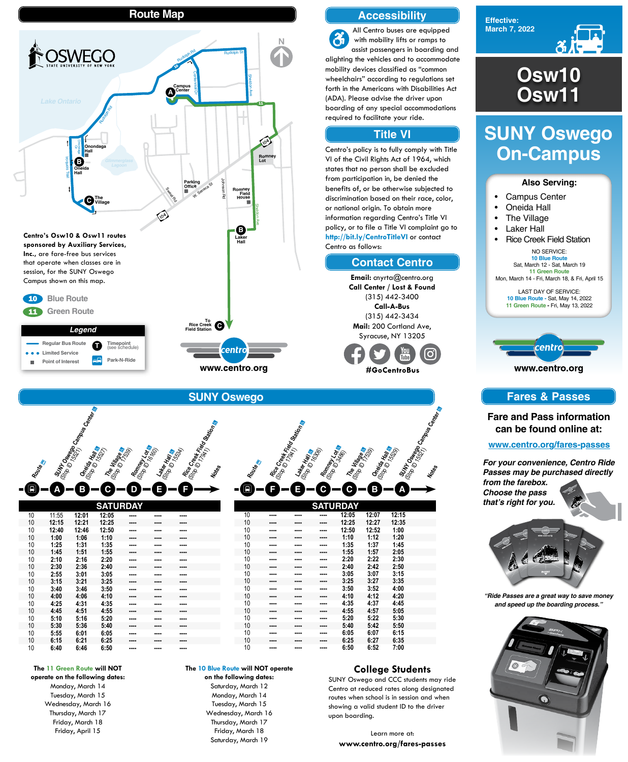# Route Map

**OSWEGO** STATE UNIVERSITY OF NEW YORK

Centro's Osw10 & Osw11 routes sponsored by Auxiliary Services, Inc., are fare-free bus services that operate when classes are in session, for the SUNY Oswego Campus shown on this map.

- 10 Blue Route
- 11 Green Route

**Legend**

- Regular Bus Route
- Limited Service
- Point of Interest
- Timepoint (see schedule)
- Park-N-Ride

www.centro.org

## Accessibility

All Centro buses are equipped with mobility lifts or ramps to assist passengers in boarding and alighting the vehicles and to accommodate mobility devices classified as "common wheelchairs" according to regulations set forth in the Americans with Disabilities Act (ADA). Please advise the driver upon boarding of any special accommodations required to facilitate your ride.

## Title VI

Centro's policy is to fully comply with Title VI of the Civil Rights Act of 1964, which states that no person shall be excluded from participation in, be denied the benefits of, or be otherwise subjected to discrimination based on their race, color, or national origin. To obtain more information regarding Centro's Title VI policy, or to file a Title VI complaint go to **http://bit.ly/CentroTitleVI** or contact Centro as follows:

## Contact Centro

**Email:** cnyrta@centro.org
**Call Center / Lost & Found**
(315) 442-3400
**Call-A-Bus**
(315) 442-3434
**Mail:** 200 Cortland Ave, Syracuse, NY 13205

**#GoCentroBus**

Effective: March 7, 2022

# Osw10 Osw11

# SUNY Oswego On-Campus

**Also Serving:**

- Campus Center
- Oneida Hall
- The Village
- Laker Hall
- Rice Creek Field Station

NO SERVICE:
10 Blue Route
Sat, March 12 - Sat, March 19
11 Green Route
Mon, March 14 - Fri, March 18, & Fri, April 15

LAST DAY OF SERVICE:
10 Blue Route - Sat, May 14, 2022
11 Green Route - Fri, May 13, 2022

www.centro.org

## SUNY Oswego

**SATURDAY**

| Route | (A) SUNY Oswego Campus Center (Stop ID 15521) | (B) Oneida Hall (Stop ID 15527) | (C) The Village (Stop ID 17539) | (D) Romney Lot (Stop ID 16160) | (E) Laker Hall (Stop ID 15534) | (F) Rice Creek Field Station (Stop ID 17941) | Notes |
|---|---|---|---|---|---|---|---|
| 10 | 11:55 | **12:01** | **12:05** | ---- | ---- | ---- | |
| 10 | **12:15** | **12:21** | **12:25** | ---- | ---- | ---- | |
| 10 | **12:40** | **12:46** | **12:50** | ---- | ---- | ---- | |
| 10 | **1:00** | **1:06** | **1:10** | ---- | ---- | ---- | |
| 10 | **1:25** | **1:31** | **1:35** | ---- | ---- | ---- | |
| 10 | **1:45** | **1:51** | **1:55** | ---- | ---- | ---- | |
| 10 | **2:10** | **2:16** | **2:20** | ---- | ---- | ---- | |
| 10 | **2:30** | **2:36** | **2:40** | ---- | ---- | ---- | |
| 10 | **2:55** | **3:01** | **3:05** | ---- | ---- | ---- | |
| 10 | **3:15** | **3:21** | **3:25** | ---- | ---- | ---- | |
| 10 | **3:40** | **3:46** | **3:50** | ---- | ---- | ---- | |
| 10 | **4:00** | **4:06** | **4:10** | ---- | ---- | ---- | |
| 10 | **4:25** | **4:31** | **4:35** | ---- | ---- | ---- | |
| 10 | **4:45** | **4:51** | **4:55** | ---- | ---- | ---- | |
| 10 | **5:10** | **5:16** | **5:20** | ---- | ---- | ---- | |
| 10 | **5:30** | **5:36** | **5:40** | ---- | ---- | ---- | |
| 10 | **5:55** | **6:01** | **6:05** | ---- | ---- | ---- | |
| 10 | **6:15** | **6:21** | **6:25** | ---- | ---- | ---- | |
| 10 | **6:40** | **6:46** | **6:50** | ---- | ---- | ---- | |

**SATURDAY**

| Route | (F) Rice Creek Field Station (Stop ID 17941) | (E) Laker Hall (Stop ID 16306) | (D) Romney Lot (Stop ID 3486) | (C) The Village (Stop ID 17539) | (B) Oneida Hall (Stop ID 15529) | (A) SUNY Oswego Campus Center (Stop ID 15521) | Notes |
|---|---|---|---|---|---|---|---|
| 10 | ---- | ---- | ---- | **12:05** | **12:07** | **12:15** | |
| 10 | ---- | ---- | ---- | **12:25** | **12:27** | **12:35** | |
| 10 | ---- | ---- | ---- | **12:50** | **12:52** | **1:00** | |
| 10 | ---- | ---- | ---- | **1:10** | **1:12** | **1:20** | |
| 10 | ---- | ---- | ---- | **1:35** | **1:37** | **1:45** | |
| 10 | ---- | ---- | ---- | **1:55** | **1:57** | **2:05** | |
| 10 | ---- | ---- | ---- | **2:20** | **2:22** | **2:30** | |
| 10 | ---- | ---- | ---- | **2:40** | **2:42** | **2:50** | |
| 10 | ---- | ---- | ---- | **3:05** | **3:07** | **3:15** | |
| 10 | ---- | ---- | ---- | **3:25** | **3:27** | **3:35** | |
| 10 | ---- | ---- | ---- | **3:50** | **3:52** | **4:00** | |
| 10 | ---- | ---- | ---- | **4:10** | **4:12** | **4:20** | |
| 10 | ---- | ---- | ---- | **4:35** | **4:37** | **4:45** | |
| 10 | ---- | ---- | ---- | **4:55** | **4:57** | **5:05** | |
| 10 | ---- | ---- | ---- | **5:20** | **5:22** | **5:30** | |
| 10 | ---- | ---- | ---- | **5:40** | **5:42** | **5:50** | |
| 10 | ---- | ---- | ---- | **6:05** | **6:07** | **6:15** | |
| 10 | ---- | ---- | ---- | **6:25** | **6:27** | **6:35** | |
| 10 | ---- | ---- | ---- | **6:50** | **6:52** | **7:00** | |

**The 11 Green Route will NOT operate on the following dates:**
Monday, March 14
Tuesday, March 15
Wednesday, March 16
Thursday, March 17
Friday, March 18
Friday, April 15

**The 10 Blue Route will NOT operate on the following dates:**
Saturday, March 12
Monday, March 14
Tuesday, March 15
Wednesday, March 16
Thursday, March 17
Friday, March 18
Saturday, March 19

## College Students

SUNY Oswego and CCC students may ride Centro at reduced rates along designated routes when school is in session and when showing a valid student ID to the driver upon boarding.

Learn more at:
**www.centro.org/fares-passes**

## Fares & Passes

**Fare and Pass information can be found online at:**

**www.centro.org/fares-passes**

*For your convenience, Centro Ride Passes may be purchased directly from the farebox. Choose the pass that's right for you.*

*"Ride Passes are a great way to save money and speed up the boarding process."*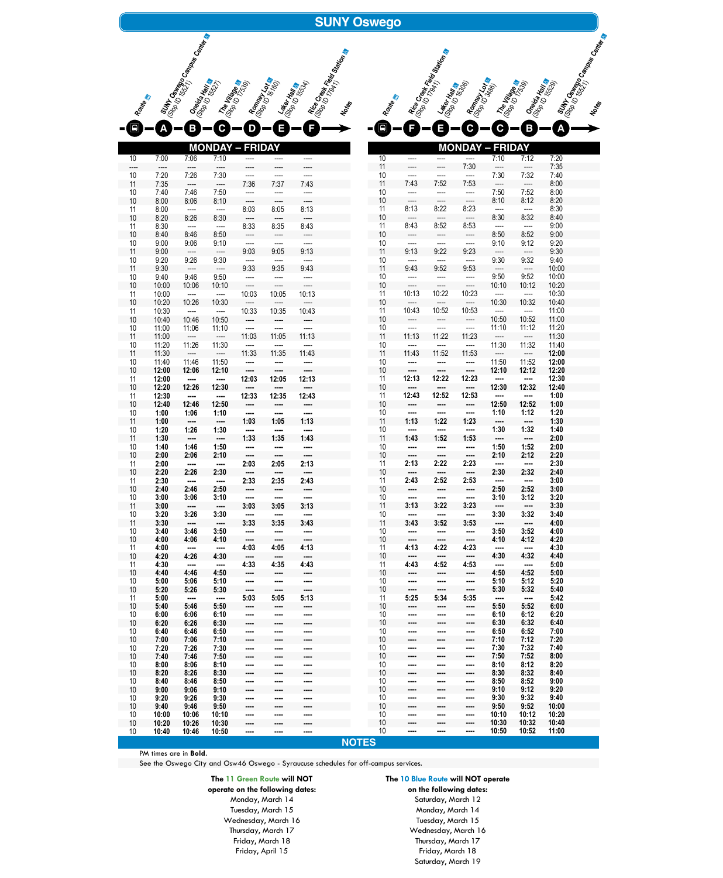# SUNY Oswego

| Route | A SUNY Oswego Campus Center (Stop ID 15521) | B Oneida Hall (Stop ID 15527) | C The Village (Stop ID 17539) | D Romney Lot (Stop ID 16160) | E Laker Hall (Stop ID 15534) | F Rice Creek Field Station (Stop ID 17941) | Notes |
|---|---|---|---|---|---|---|---|
| **MONDAY – FRIDAY** | | | | | | | |
| 10 | 7:00 | 7:06 | 7:10 | ---- | ---- | ---- | |
| ---- | ---- | ---- | ---- | ---- | ---- | ---- | |
| 10 | 7:20 | 7:26 | 7:30 | ---- | ---- | ---- | |
| 11 | 7:35 | ---- | ---- | 7:36 | 7:37 | 7:43 | |
| 10 | 7:40 | 7:46 | 7:50 | ---- | ---- | ---- | |
| 10 | 8:00 | 8:06 | 8:10 | ---- | ---- | ---- | |
| 11 | 8:00 | ---- | ---- | 8:03 | 8:05 | 8:13 | |
| 10 | 8:20 | 8:26 | 8:30 | ---- | ---- | ---- | |
| 11 | 8:30 | ---- | ---- | 8:33 | 8:35 | 8:43 | |
| 10 | 8:40 | 8:46 | 8:50 | ---- | ---- | ---- | |
| 10 | 9:00 | 9:06 | 9:10 | ---- | ---- | ---- | |
| 11 | 9:00 | ---- | ---- | 9:03 | 9:05 | 9:13 | |
| 10 | 9:20 | 9:26 | 9:30 | ---- | ---- | ---- | |
| 11 | 9:30 | ---- | ---- | 9:33 | 9:35 | 9:43 | |
| 10 | 9:40 | 9:46 | 9:50 | ---- | ---- | ---- | |
| 10 | 10:00 | 10:06 | 10:10 | ---- | ---- | ---- | |
| 11 | 10:00 | ---- | ---- | 10:03 | 10:05 | 10:13 | |
| 10 | 10:20 | 10:26 | 10:30 | ---- | ---- | ---- | |
| 11 | 10:30 | ---- | ---- | 10:33 | 10:35 | 10:43 | |
| 10 | 10:40 | 10:46 | 10:50 | ---- | ---- | ---- | |
| 10 | 11:00 | 11:06 | 11:10 | ---- | ---- | ---- | |
| 11 | 11:00 | ---- | ---- | 11:03 | 11:05 | 11:13 | |
| 10 | 11:20 | 11:26 | 11:30 | ---- | ---- | ---- | |
| 11 | 11:30 | ---- | ---- | 11:33 | 11:35 | 11:43 | |
| 10 | 11:40 | 11:46 | 11:50 | ---- | ---- | ---- | |
| 10 | **12:00** | **12:06** | **12:10** | ---- | ---- | ---- | |
| 11 | **12:00** | ---- | ---- | **12:03** | **12:05** | **12:13** | |
| 10 | **12:20** | **12:26** | **12:30** | ---- | ---- | ---- | |
| 11 | **12:30** | ---- | ---- | **12:33** | **12:35** | **12:43** | |
| 10 | **12:40** | **12:46** | **12:50** | ---- | ---- | ---- | |
| 10 | **1:00** | **1:06** | **1:10** | ---- | ---- | ---- | |
| 11 | **1:00** | ---- | ---- | **1:03** | **1:05** | **1:13** | |
| 10 | **1:20** | **1:26** | **1:30** | ---- | ---- | ---- | |
| 11 | **1:30** | ---- | ---- | **1:33** | **1:35** | **1:43** | |
| 10 | **1:40** | **1:46** | **1:50** | ---- | ---- | ---- | |
| 10 | **2:00** | **2:06** | **2:10** | ---- | ---- | ---- | |
| 11 | **2:00** | ---- | ---- | **2:03** | **2:05** | **2:13** | |
| 10 | **2:20** | **2:26** | **2:30** | ---- | ---- | ---- | |
| 11 | **2:30** | ---- | ---- | **2:33** | **2:35** | **2:43** | |
| 10 | **2:40** | **2:46** | **2:50** | ---- | ---- | ---- | |
| 10 | **3:00** | **3:06** | **3:10** | ---- | ---- | ---- | |
| 11 | **3:00** | ---- | ---- | **3:03** | **3:05** | **3:13** | |
| 10 | **3:20** | **3:26** | **3:30** | ---- | ---- | ---- | |
| 11 | **3:30** | ---- | ---- | **3:33** | **3:35** | **3:43** | |
| 10 | **3:40** | **3:46** | **3:50** | ---- | ---- | ---- | |
| 10 | **4:00** | **4:06** | **4:10** | ---- | ---- | ---- | |
| 11 | **4:00** | ---- | ---- | **4:03** | **4:05** | **4:13** | |
| 10 | **4:20** | **4:26** | **4:30** | ---- | ---- | ---- | |
| 11 | **4:30** | ---- | ---- | **4:33** | **4:35** | **4:43** | |
| 10 | **4:40** | **4:46** | **4:50** | ---- | ---- | ---- | |
| 10 | **5:00** | **5:06** | **5:10** | ---- | ---- | ---- | |
| 10 | **5:20** | **5:26** | **5:30** | ---- | ---- | ---- | |
| 11 | **5:00** | ---- | ---- | **5:03** | **5:05** | **5:13** | |
| 10 | **5:40** | **5:46** | **5:50** | ---- | ---- | ---- | |
| 10 | **6:00** | **6:06** | **6:10** | ---- | ---- | ---- | |
| 10 | **6:20** | **6:26** | **6:30** | ---- | ---- | ---- | |
| 10 | **6:40** | **6:46** | **6:50** | ---- | ---- | ---- | |
| 10 | **7:00** | **7:06** | **7:10** | ---- | ---- | ---- | |
| 10 | **7:20** | **7:26** | **7:30** | ---- | ---- | ---- | |
| 10 | **7:40** | **7:46** | **7:50** | ---- | ---- | ---- | |
| 10 | **8:00** | **8:06** | **8:10** | ---- | ---- | ---- | |
| 10 | **8:20** | **8:26** | **8:30** | ---- | ---- | ---- | |
| 10 | **8:40** | **8:46** | **8:50** | ---- | ---- | ---- | |
| 10 | **9:00** | **9:06** | **9:10** | ---- | ---- | ---- | |
| 10 | **9:20** | **9:26** | **9:30** | ---- | ---- | ---- | |
| 10 | **9:40** | **9:46** | **9:50** | ---- | ---- | ---- | |
| 10 | **10:00** | **10:06** | **10:10** | ---- | ---- | ---- | |
| 10 | **10:20** | **10:26** | **10:30** | ---- | ---- | ---- | |
| 10 | **10:40** | **10:46** | **10:50** | ---- | ---- | ---- | |

| Route | F Rice Creek Field Station (Stop ID 17941) | E Laker Hall (Stop ID 16306) | C Romney Lot (Stop ID 3486) | C The Village (Stop ID 17539) | B Oneida Hall (Stop ID 15529) | A SUNY Oswego Campus Center (Stop ID 15521) | Notes |
|---|---|---|---|---|---|---|---|
| **MONDAY – FRIDAY** | | | | | | | |
| 10 | ---- | ---- | ---- | 7:10 | 7:12 | 7:20 | |
| 11 | ---- | ---- | 7:30 | ---- | ---- | 7:35 | |
| 10 | ---- | ---- | ---- | 7:30 | 7:32 | 7:40 | |
| 11 | 7:43 | 7:52 | 7:53 | ---- | ---- | 8:00 | |
| 10 | ---- | ---- | ---- | 7:50 | 7:52 | 8:00 | |
| 10 | ---- | ---- | ---- | 8:10 | 8:12 | 8:20 | |
| 11 | 8:13 | 8:22 | 8:23 | ---- | ---- | 8:30 | |
| 10 | ---- | ---- | ---- | 8:30 | 8:32 | 8:40 | |
| 11 | 8:43 | 8:52 | 8:53 | ---- | ---- | 9:00 | |
| 10 | ---- | ---- | ---- | 8:50 | 8:52 | 9:00 | |
| 10 | ---- | ---- | ---- | 9:10 | 9:12 | 9:20 | |
| 11 | 9:13 | 9:22 | 9:23 | ---- | ---- | 9:30 | |
| 10 | ---- | ---- | ---- | 9:30 | 9:32 | 9:40 | |
| 11 | 9:43 | 9:52 | 9:53 | ---- | ---- | 10:00 | |
| 10 | ---- | ---- | ---- | 9:50 | 9:52 | 10:00 | |
| 10 | ---- | ---- | ---- | 10:10 | 10:12 | 10:20 | |
| 11 | 10:13 | 10:22 | 10:23 | ---- | ---- | 10:30 | |
| 10 | ---- | ---- | ---- | 10:30 | 10:32 | 10:40 | |
| 11 | 10:43 | 10:52 | 10:53 | ---- | ---- | 11:00 | |
| 10 | ---- | ---- | ---- | 10:50 | 10:52 | 11:00 | |
| 10 | ---- | ---- | ---- | 11:10 | 11:12 | 11:20 | |
| 11 | 11:13 | 11:22 | 11:23 | ---- | ---- | 11:30 | |
| 10 | ---- | ---- | ---- | 11:30 | 11:32 | 11:40 | |
| 11 | 11:43 | 11:52 | 11:53 | ---- | ---- | **12:00** | |
| 10 | ---- | ---- | ---- | 11:50 | 11:52 | **12:00** | |
| 10 | ---- | ---- | ---- | **12:10** | **12:12** | **12:20** | |
| 11 | **12:13** | **12:22** | **12:23** | ---- | ---- | **12:30** | |
| 10 | ---- | ---- | ---- | **12:30** | **12:32** | **12:40** | |
| 11 | **12:43** | **12:52** | **12:53** | ---- | ---- | **1:00** | |
| 10 | ---- | ---- | ---- | **12:50** | **12:52** | **1:00** | |
| 10 | ---- | ---- | ---- | **1:10** | **1:12** | **1:20** | |
| 11 | **1:13** | **1:22** | **1:23** | ---- | ---- | **1:30** | |
| 10 | ---- | ---- | ---- | **1:30** | **1:32** | **1:40** | |
| 11 | **1:43** | **1:52** | **1:53** | ---- | ---- | **2:00** | |
| 10 | ---- | ---- | ---- | **1:50** | **1:52** | **2:00** | |
| 10 | ---- | ---- | ---- | **2:10** | **2:12** | **2:20** | |
| 11 | **2:13** | **2:22** | **2:23** | ---- | ---- | **2:30** | |
| 10 | ---- | ---- | ---- | **2:30** | **2:32** | **2:40** | |
| 11 | **2:43** | **2:52** | **2:53** | ---- | ---- | **3:00** | |
| 10 | ---- | ---- | ---- | **2:50** | **2:52** | **3:00** | |
| 10 | ---- | ---- | ---- | **3:10** | **3:12** | **3:20** | |
| 11 | **3:13** | **3:22** | **3:23** | ---- | ---- | **3:30** | |
| 10 | ---- | ---- | ---- | **3:30** | **3:32** | **3:40** | |
| 11 | **3:43** | **3:52** | **3:53** | ---- | ---- | **4:00** | |
| 10 | ---- | ---- | ---- | **3:50** | **3:52** | **4:00** | |
| 10 | ---- | ---- | ---- | **4:10** | **4:12** | **4:20** | |
| 11 | **4:13** | **4:22** | **4:23** | ---- | ---- | **4:30** | |
| 10 | ---- | ---- | ---- | **4:30** | **4:32** | **4:40** | |
| 11 | **4:43** | **4:52** | **4:53** | ---- | ---- | **5:00** | |
| 10 | ---- | ---- | ---- | **4:50** | **4:52** | **5:00** | |
| 10 | ---- | ---- | ---- | **5:10** | **5:12** | **5:20** | |
| 10 | ---- | ---- | ---- | **5:30** | **5:32** | **5:40** | |
| 11 | **5:25** | **5:34** | **5:35** | ---- | ---- | **5:42** | |
| 10 | ---- | ---- | ---- | **5:50** | **5:52** | **6:00** | |
| 10 | ---- | ---- | ---- | **6:10** | **6:12** | **6:20** | |
| 10 | ---- | ---- | ---- | **6:30** | **6:32** | **6:40** | |
| 10 | ---- | ---- | ---- | **6:50** | **6:52** | **7:00** | |
| 10 | ---- | ---- | ---- | **7:10** | **7:12** | **7:20** | |
| 10 | ---- | ---- | ---- | **7:30** | **7:32** | **7:40** | |
| 10 | ---- | ---- | ---- | **7:50** | **7:52** | **8:00** | |
| 10 | ---- | ---- | ---- | **8:10** | **8:12** | **8:20** | |
| 10 | ---- | ---- | ---- | **8:30** | **8:32** | **8:40** | |
| 10 | ---- | ---- | ---- | **8:50** | **8:52** | **9:00** | |
| 10 | ---- | ---- | ---- | **9:10** | **9:12** | **9:20** | |
| 10 | ---- | ---- | ---- | **9:30** | **9:32** | **9:40** | |
| 10 | ---- | ---- | ---- | **9:50** | **9:52** | **10:00** | |
| 10 | ---- | ---- | ---- | **10:10** | **10:12** | **10:20** | |
| 10 | ---- | ---- | ---- | **10:30** | **10:32** | **10:40** | |
| 10 | ---- | ---- | ---- | **10:50** | **10:52** | **11:00** | |

## NOTES

PM times are in **Bold**.

See the Oswego City and Osw46 Oswego - Syracuse schedules for off-campus services.

**The 11 Green Route will NOT operate on the following dates:**
Monday, March 14
Tuesday, March 15
Wednesday, March 16
Thursday, March 17
Friday, March 18
Friday, April 15

**The 10 Blue Route will NOT operate on the following dates:**
Saturday, March 12
Monday, March 14
Tuesday, March 15
Wednesday, March 16
Thursday, March 17
Friday, March 18
Saturday, March 19